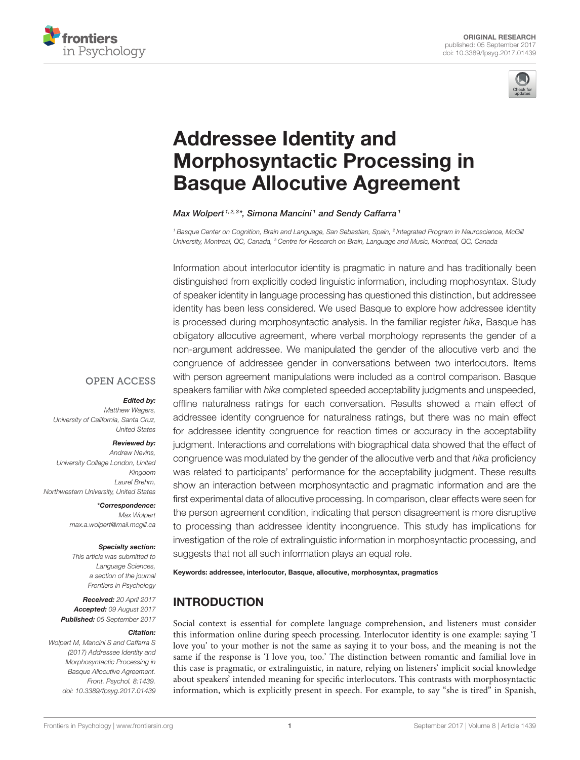ORIGINAL RESEARCH
published: 05 September 2017
doi: 10.3389/fpsyg.2017.01439

# Addressee Identity and Morphosyntactic Processing in Basque Allocutive Agreement

Max Wolpert[1,2,3]*, Simona Mancini[1] and Sendy Caffarra[1]

[1] Basque Center on Cognition, Brain and Language, San Sebastian, Spain, [2] Integrated Program in Neuroscience, McGill University, Montreal, QC, Canada, [3] Centre for Research on Brain, Language and Music, Montreal, QC, Canada

Information about interlocutor identity is pragmatic in nature and has traditionally been distinguished from explicitly coded linguistic information, including mophosyntax. Study of speaker identity in language processing has questioned this distinction, but addressee identity has been less considered. We used Basque to explore how addressee identity is processed during morphosyntactic analysis. In the familiar register *hika*, Basque has obligatory allocutive agreement, where verbal morphology represents the gender of a non-argument addressee. We manipulated the gender of the allocutive verb and the congruence of addressee gender in conversations between two interlocutors. Items with person agreement manipulations were included as a control comparison. Basque speakers familiar with *hika* completed speeded acceptability judgments and unspeeded, offline naturalness ratings for each conversation. Results showed a main effect of addressee identity congruence for naturalness ratings, but there was no main effect for addressee identity congruence for reaction times or accuracy in the acceptability judgment. Interactions and correlations with biographical data showed that the effect of congruence was modulated by the gender of the allocutive verb and that *hika* proficiency was related to participants' performance for the acceptability judgment. These results show an interaction between morphosyntactic and pragmatic information and are the first experimental data of allocutive processing. In comparison, clear effects were seen for the person agreement condition, indicating that person disagreement is more disruptive to processing than addressee identity incongruence. This study has implications for investigation of the role of extralinguistic information in morphosyntactic processing, and suggests that not all such information plays an equal role.

**Keywords: addressee, interlocutor, Basque, allocutive, morphosyntax, pragmatics**

OPEN ACCESS

***Edited by:***
*Matthew Wagers, University of California, Santa Cruz, United States*

***Reviewed by:***
*Andrew Nevins, University College London, United Kingdom*
*Laurel Brehm, Northwestern University, United States*

***\*Correspondence:***
*Max Wolpert*
*max.a.wolpert@mail.mcgill.ca*

***Specialty section:***
*This article was submitted to Language Sciences, a section of the journal Frontiers in Psychology*

***Received:*** *20 April 2017*
***Accepted:*** *09 August 2017*
***Published:*** *05 September 2017*

***Citation:***
*Wolpert M, Mancini S and Caffarra S (2017) Addressee Identity and Morphosyntactic Processing in Basque Allocutive Agreement. Front. Psychol. 8:1439. doi: 10.3389/fpsyg.2017.01439*

## INTRODUCTION

Social context is essential for complete language comprehension, and listeners must consider this information online during speech processing. Interlocutor identity is one example: saying 'I love you' to your mother is not the same as saying it to your boss, and the meaning is not the same if the response is 'I love you, too.' The distinction between romantic and familial love in this case is pragmatic, or extralinguistic, in nature, relying on listeners' implicit social knowledge about speakers' intended meaning for specific interlocutors. This contrasts with morphosyntactic information, which is explicitly present in speech. For example, to say "she is tired" in Spanish,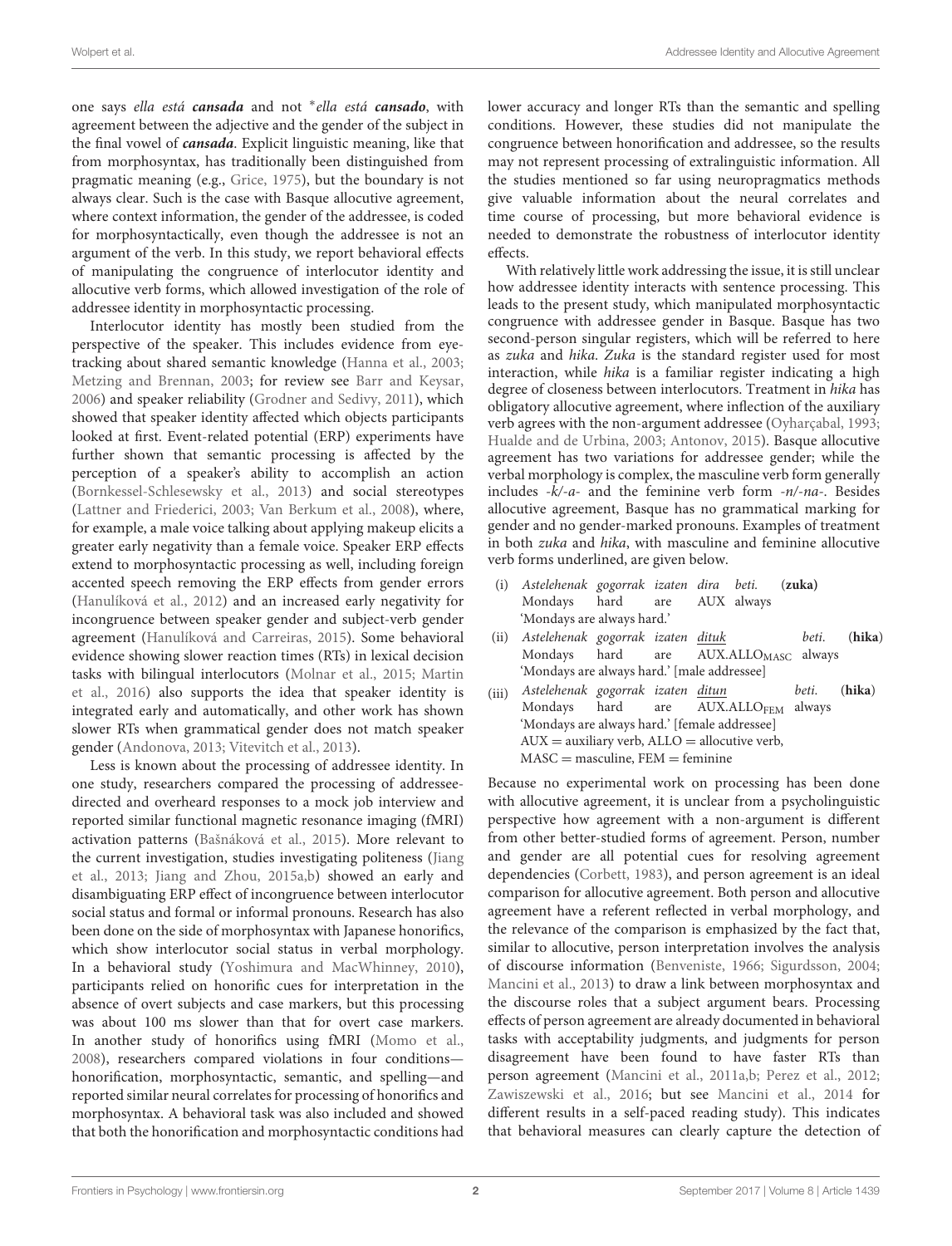one says *ella está **cansada*** and not *\*ella está **cansado***, with agreement between the adjective and the gender of the subject in the final vowel of ***cansada***. Explicit linguistic meaning, like that from morphosyntax, has traditionally been distinguished from pragmatic meaning (e.g., Grice, 1975), but the boundary is not always clear. Such is the case with Basque allocutive agreement, where context information, the gender of the addressee, is coded for morphosyntactically, even though the addressee is not an argument of the verb. In this study, we report behavioral effects of manipulating the congruence of interlocutor identity and allocutive verb forms, which allowed investigation of the role of addressee identity in morphosyntactic processing.

Interlocutor identity has mostly been studied from the perspective of the speaker. This includes evidence from eye-tracking about shared semantic knowledge (Hanna et al., 2003; Metzing and Brennan, 2003; for review see Barr and Keysar, 2006) and speaker reliability (Grodner and Sedivy, 2011), which showed that speaker identity affected which objects participants looked at first. Event-related potential (ERP) experiments have further shown that semantic processing is affected by the perception of a speaker's ability to accomplish an action (Bornkessel-Schlesewsky et al., 2013) and social stereotypes (Lattner and Friederici, 2003; Van Berkum et al., 2008), where, for example, a male voice talking about applying makeup elicits a greater early negativity than a female voice. Speaker ERP effects extend to morphosyntactic processing as well, including foreign accented speech removing the ERP effects from gender errors (Hanulíková et al., 2012) and an increased early negativity for incongruence between speaker gender and subject-verb gender agreement (Hanulíková and Carreiras, 2015). Some behavioral evidence showing slower reaction times (RTs) in lexical decision tasks with bilingual interlocutors (Molnar et al., 2015; Martin et al., 2016) also supports the idea that speaker identity is integrated early and automatically, and other work has shown slower RTs when grammatical gender does not match speaker gender (Andonova, 2013; Vitevitch et al., 2013).

Less is known about the processing of addressee identity. In one study, researchers compared the processing of addressee-directed and overheard responses to a mock job interview and reported similar functional magnetic resonance imaging (fMRI) activation patterns (Bašnáková et al., 2015). More relevant to the current investigation, studies investigating politeness (Jiang et al., 2013; Jiang and Zhou, 2015a,b) showed an early and disambiguating ERP effect of incongruence between interlocutor social status and formal or informal pronouns. Research has also been done on the side of morphosyntax with Japanese honorifics, which show interlocutor social status in verbal morphology. In a behavioral study (Yoshimura and MacWhinney, 2010), participants relied on honorific cues for interpretation in the absence of overt subjects and case markers, but this processing was about 100 ms slower than that for overt case markers. In another study of honorifics using fMRI (Momo et al., 2008), researchers compared violations in four conditions—honorification, morphosyntactic, semantic, and spelling—and reported similar neural correlates for processing of honorifics and morphosyntax. A behavioral task was also included and showed that both the honorification and morphosyntactic conditions had lower accuracy and longer RTs than the semantic and spelling conditions. However, these studies did not manipulate the congruence between honorification and addressee, so the results may not represent processing of extralinguistic information. All the studies mentioned so far using neuropragmatics methods give valuable information about the neural correlates and time course of processing, but more behavioral evidence is needed to demonstrate the robustness of interlocutor identity effects.

With relatively little work addressing the issue, it is still unclear how addressee identity interacts with sentence processing. This leads to the present study, which manipulated morphosyntactic congruence with addressee gender in Basque. Basque has two second-person singular registers, which will be referred to here as *zuka* and *hika*. *Zuka* is the standard register used for most interaction, while *hika* is a familiar register indicating a high degree of closeness between interlocutors. Treatment in *hika* has obligatory allocutive agreement, where inflection of the auxiliary verb agrees with the non-argument addressee (Oyharçabal, 1993; Hualde and de Urbina, 2003; Antonov, 2015). Basque allocutive agreement has two variations for addressee gender; while the verbal morphology is complex, the masculine verb form generally includes *-k/-a-* and the feminine verb form *-n/-na-*. Besides allocutive agreement, Basque has no grammatical marking for gender and no gender-marked pronouns. Examples of treatment in both *zuka* and *hika*, with masculine and feminine allocutive verb forms underlined, are given below.

(i) *Astelehenak gogorrak izaten dira beti.* (**zuka**)
Mondays hard are AUX always
'Mondays are always hard.'

(ii) *Astelehenak gogorrak izaten <u>dituk</u> beti.* (**hika**)
Mondays hard are AUX.ALLO$_{MASC}$ always
'Mondays are always hard.' [male addressee]

(iii) *Astelehenak gogorrak izaten <u>ditun</u> beti.* (**hika**)
Mondays hard are AUX.ALLO$_{FEM}$ always
'Mondays are always hard.' [female addressee]
AUX = auxiliary verb, ALLO = allocutive verb,
MASC = masculine, FEM = feminine

Because no experimental work on processing has been done with allocutive agreement, it is unclear from a psycholinguistic perspective how agreement with a non-argument is different from other better-studied forms of agreement. Person, number and gender are all potential cues for resolving agreement dependencies (Corbett, 1983), and person agreement is an ideal comparison for allocutive agreement. Both person and allocutive agreement have a referent reflected in verbal morphology, and the relevance of the comparison is emphasized by the fact that, similar to allocutive, person interpretation involves the analysis of discourse information (Benveniste, 1966; Sigurdsson, 2004; Mancini et al., 2013) to draw a link between morphosyntax and the discourse roles that a subject argument bears. Processing effects of person agreement are already documented in behavioral tasks with acceptability judgments, and judgments for person disagreement have been found to have faster RTs than person agreement (Mancini et al., 2011a,b; Perez et al., 2012; Zawiszewski et al., 2016; but see Mancini et al., 2014 for different results in a self-paced reading study). This indicates that behavioral measures can clearly capture the detection of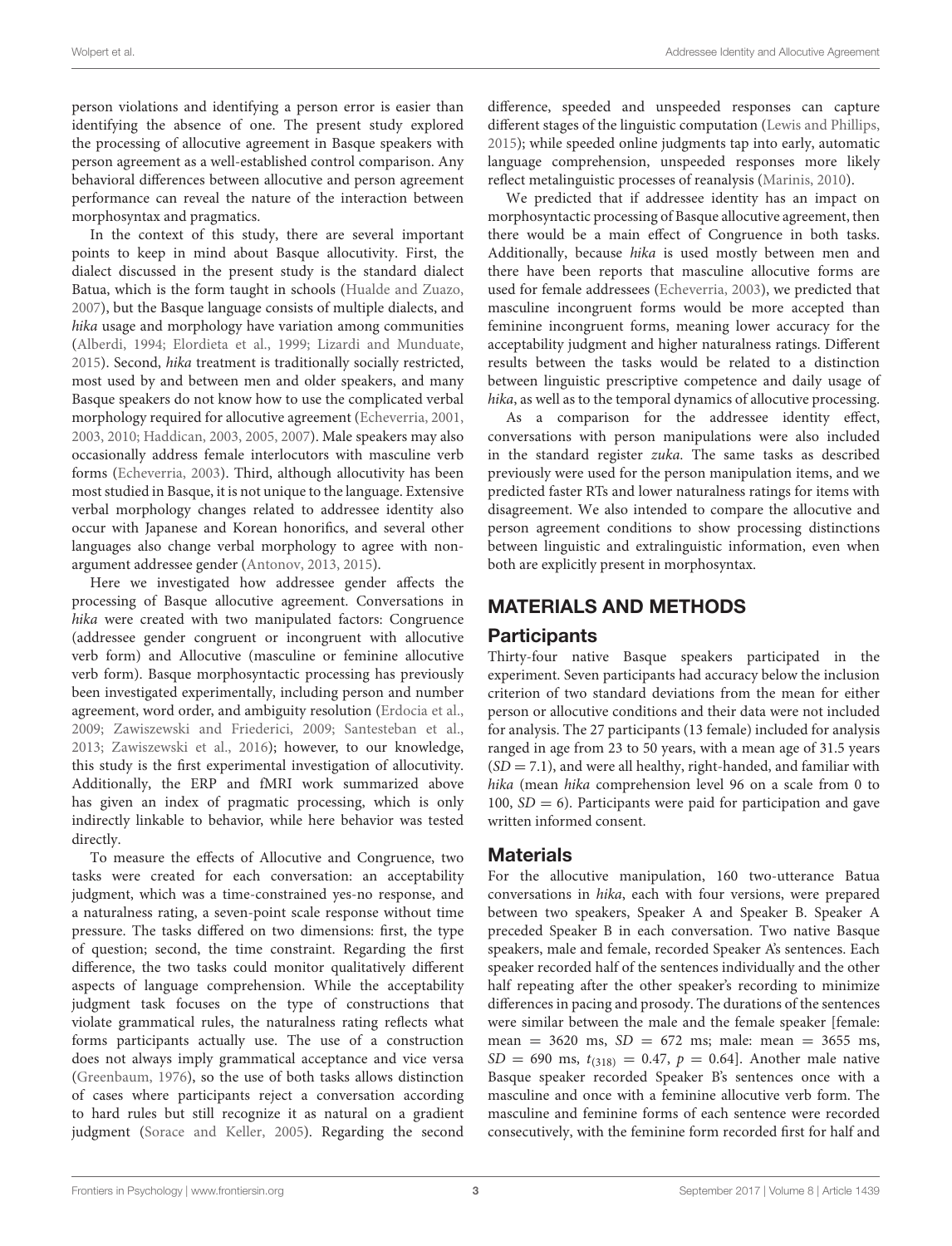person violations and identifying a person error is easier than identifying the absence of one. The present study explored the processing of allocutive agreement in Basque speakers with person agreement as a well-established control comparison. Any behavioral differences between allocutive and person agreement performance can reveal the nature of the interaction between morphosyntax and pragmatics.

In the context of this study, there are several important points to keep in mind about Basque allocutivity. First, the dialect discussed in the present study is the standard dialect Batua, which is the form taught in schools (Hualde and Zuazo, 2007), but the Basque language consists of multiple dialects, and *hika* usage and morphology have variation among communities (Alberdi, 1994; Elordieta et al., 1999; Lizardi and Munduate, 2015). Second, *hika* treatment is traditionally socially restricted, most used by and between men and older speakers, and many Basque speakers do not know how to use the complicated verbal morphology required for allocutive agreement (Echeverria, 2001, 2003, 2010; Haddican, 2003, 2005, 2007). Male speakers may also occasionally address female interlocutors with masculine verb forms (Echeverria, 2003). Third, although allocutivity has been most studied in Basque, it is not unique to the language. Extensive verbal morphology changes related to addressee identity also occur with Japanese and Korean honorifics, and several other languages also change verbal morphology to agree with non-argument addressee gender (Antonov, 2013, 2015).

Here we investigated how addressee gender affects the processing of Basque allocutive agreement. Conversations in *hika* were created with two manipulated factors: Congruence (addressee gender congruent or incongruent with allocutive verb form) and Allocutive (masculine or feminine allocutive verb form). Basque morphosyntactic processing has previously been investigated experimentally, including person and number agreement, word order, and ambiguity resolution (Erdocia et al., 2009; Zawiszewski and Friederici, 2009; Santesteban et al., 2013; Zawiszewski et al., 2016); however, to our knowledge, this study is the first experimental investigation of allocutivity. Additionally, the ERP and fMRI work summarized above has given an index of pragmatic processing, which is only indirectly linkable to behavior, while here behavior was tested directly.

To measure the effects of Allocutive and Congruence, two tasks were created for each conversation: an acceptability judgment, which was a time-constrained yes-no response, and a naturalness rating, a seven-point scale response without time pressure. The tasks differed on two dimensions: first, the type of question; second, the time constraint. Regarding the first difference, the two tasks could monitor qualitatively different aspects of language comprehension. While the acceptability judgment task focuses on the type of constructions that violate grammatical rules, the naturalness rating reflects what forms participants actually use. The use of a construction does not always imply grammatical acceptance and vice versa (Greenbaum, 1976), so the use of both tasks allows distinction of cases where participants reject a conversation according to hard rules but still recognize it as natural on a gradient judgment (Sorace and Keller, 2005). Regarding the second difference, speeded and unspeeded responses can capture different stages of the linguistic computation (Lewis and Phillips, 2015); while speeded online judgments tap into early, automatic language comprehension, unspeeded responses more likely reflect metalinguistic processes of reanalysis (Marinis, 2010).

We predicted that if addressee identity has an impact on morphosyntactic processing of Basque allocutive agreement, then there would be a main effect of Congruence in both tasks. Additionally, because *hika* is used mostly between men and there have been reports that masculine allocutive forms are used for female addressees (Echeverria, 2003), we predicted that masculine incongruent forms would be more accepted than feminine incongruent forms, meaning lower accuracy for the acceptability judgment and higher naturalness ratings. Different results between the tasks would be related to a distinction between linguistic prescriptive competence and daily usage of *hika*, as well as to the temporal dynamics of allocutive processing.

As a comparison for the addressee identity effect, conversations with person manipulations were also included in the standard register *zuka*. The same tasks as described previously were used for the person manipulation items, and we predicted faster RTs and lower naturalness ratings for items with disagreement. We also intended to compare the allocutive and person agreement conditions to show processing distinctions between linguistic and extralinguistic information, even when both are explicitly present in morphosyntax.

## MATERIALS AND METHODS

### Participants

Thirty-four native Basque speakers participated in the experiment. Seven participants had accuracy below the inclusion criterion of two standard deviations from the mean for either person or allocutive conditions and their data were not included for analysis. The 27 participants (13 female) included for analysis ranged in age from 23 to 50 years, with a mean age of 31.5 years ($SD = 7.1$), and were all healthy, right-handed, and familiar with *hika* (mean *hika* comprehension level 96 on a scale from 0 to 100, $SD = 6$). Participants were paid for participation and gave written informed consent.

### Materials

For the allocutive manipulation, 160 two-utterance Batua conversations in *hika*, each with four versions, were prepared between two speakers, Speaker A and Speaker B. Speaker A preceded Speaker B in each conversation. Two native Basque speakers, male and female, recorded Speaker A's sentences. Each speaker recorded half of the sentences individually and the other half repeating after the other speaker's recording to minimize differences in pacing and prosody. The durations of the sentences were similar between the male and the female speaker [female: mean = 3620 ms, $SD = 672$ ms; male: mean = 3655 ms, $SD = 690$ ms, $t_{(318)} = 0.47$, $p = 0.64$]. Another male native Basque speaker recorded Speaker B's sentences once with a masculine and once with a feminine allocutive verb form. The masculine and feminine forms of each sentence were recorded consecutively, with the feminine form recorded first for half and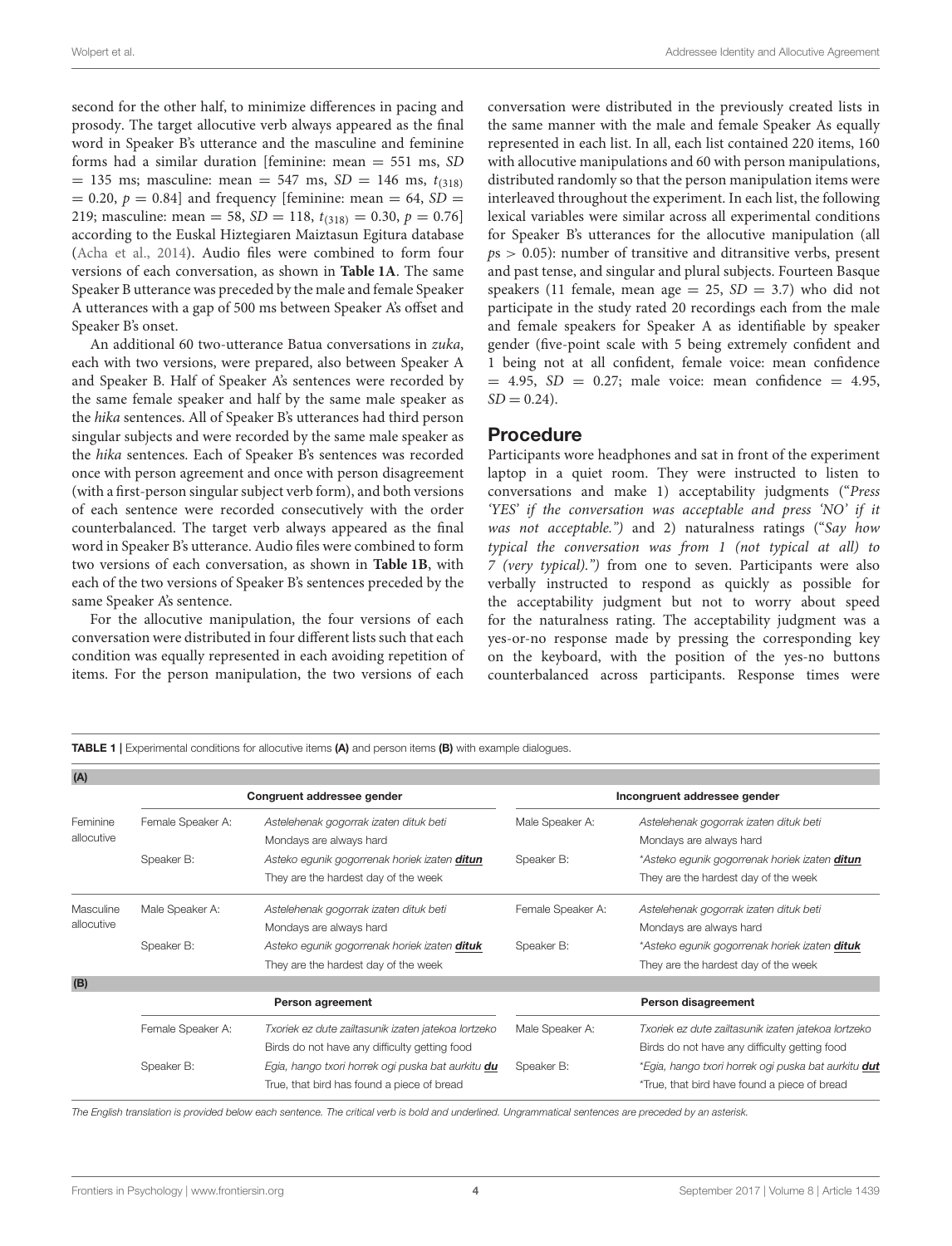second for the other half, to minimize differences in pacing and prosody. The target allocutive verb always appeared as the final word in Speaker B's utterance and the masculine and feminine forms had a similar duration [feminine: mean = 551 ms, *SD* = 135 ms; masculine: mean = 547 ms, *SD* = 146 ms, $t_{(318)}$ = 0.20, $p$ = 0.84] and frequency [feminine: mean = 64, *SD* = 219; masculine: mean = 58, *SD* = 118, $t_{(318)}$ = 0.30, $p$ = 0.76] according to the Euskal Hiztegiaren Maiztasun Egitura database (Acha et al., 2014). Audio files were combined to form four versions of each conversation, as shown in **Table 1A**. The same Speaker B utterance was preceded by the male and female Speaker A utterances with a gap of 500 ms between Speaker A's offset and Speaker B's onset.

An additional 60 two-utterance Batua conversations in *zuka*, each with two versions, were prepared, also between Speaker A and Speaker B. Half of Speaker A's sentences were recorded by the same female speaker and half by the same male speaker as the *hika* sentences. All of Speaker B's utterances had third person singular subjects and were recorded by the same male speaker as the *hika* sentences. Each of Speaker B's sentences was recorded once with person agreement and once with person disagreement (with a first-person singular subject verb form), and both versions of each sentence were recorded consecutively with the order counterbalanced. The target verb always appeared as the final word in Speaker B's utterance. Audio files were combined to form two versions of each conversation, as shown in **Table 1B**, with each of the two versions of Speaker B's sentences preceded by the same Speaker A's sentence.

For the allocutive manipulation, the four versions of each conversation were distributed in four different lists such that each condition was equally represented in each avoiding repetition of items. For the person manipulation, the two versions of each conversation were distributed in the previously created lists in the same manner with the male and female Speaker As equally represented in each list. In all, each list contained 220 items, 160 with allocutive manipulations and 60 with person manipulations, distributed randomly so that the person manipulation items were interleaved throughout the experiment. In each list, the following lexical variables were similar across all experimental conditions for Speaker B's utterances for the allocutive manipulation (all $p$s > 0.05): number of transitive and ditransitive verbs, present and past tense, and singular and plural subjects. Fourteen Basque speakers (11 female, mean age = 25, *SD* = 3.7) who did not participate in the study rated 20 recordings each from the male and female speakers for Speaker A as identifiable by speaker gender (five-point scale with 5 being extremely confident and 1 being not at all confident, female voice: mean confidence = 4.95, *SD* = 0.27; male voice: mean confidence = 4.95, *SD* = 0.24).

## Procedure

Participants wore headphones and sat in front of the experiment laptop in a quiet room. They were instructed to listen to conversations and make 1) acceptability judgments ("*Press 'YES' if the conversation was acceptable and press 'NO' if it was not acceptable.")* and 2) naturalness ratings ("*Say how typical the conversation was from 1 (not typical at all) to 7 (very typical).")* from one to seven. Participants were also verbally instructed to respond as quickly as possible for the acceptability judgment but not to worry about speed for the naturalness rating. The acceptability judgment was a yes-or-no response made by pressing the corresponding key on the keyboard, with the position of the yes-no buttons counterbalanced across participants. Response times were

**TABLE 1** | Experimental conditions for allocutive items **(A)** and person items **(B)** with example dialogues.

| **(A)** | | | | |
|---|---|---|---|---|
| | **Congruent addressee gender** | | **Incongruent addressee gender** | |
| Feminine allocutive | Female Speaker A: | *Astelehenak gogorrak izaten dituk beti*<br>Mondays are always hard | Male Speaker A: | *Astelehenak gogorrak izaten dituk beti*<br>Mondays are always hard |
| | Speaker B: | *Asteko egunik gogorrenak horiek izaten* ***ditun***<br>They are the hardest day of the week | Speaker B: | *\*Asteko egunik gogorrenak horiek izaten* ***ditun***<br>They are the hardest day of the week |
| Masculine allocutive | Male Speaker A: | *Astelehenak gogorrak izaten dituk beti*<br>Mondays are always hard | Female Speaker A: | *Astelehenak gogorrak izaten dituk beti*<br>Mondays are always hard |
| | Speaker B: | *Asteko egunik gogorrenak horiek izaten* ***dituk***<br>They are the hardest day of the week | Speaker B: | *\*Asteko egunik gogorrenak horiek izaten* ***dituk***<br>They are the hardest day of the week |
| **(B)** | | | | |
| | **Person agreement** | | **Person disagreement** | |
| | Female Speaker A: | *Txoriek ez dute zailtasunik izaten jatekoa lortzeko*<br>Birds do not have any difficulty getting food | Male Speaker A: | *Txoriek ez dute zailtasunik izaten jatekoa lortzeko*<br>Birds do not have any difficulty getting food |
| | Speaker B: | *Egia, hango txori horrek ogi puska bat aurkitu* ***du***<br>True, that bird has found a piece of bread | Speaker B: | *\*Egia, hango txori horrek ogi puska bat aurkitu* ***dut***<br>\*True, that bird have found a piece of bread |

*The English translation is provided below each sentence. The critical verb is bold and underlined. Ungrammatical sentences are preceded by an asterisk.*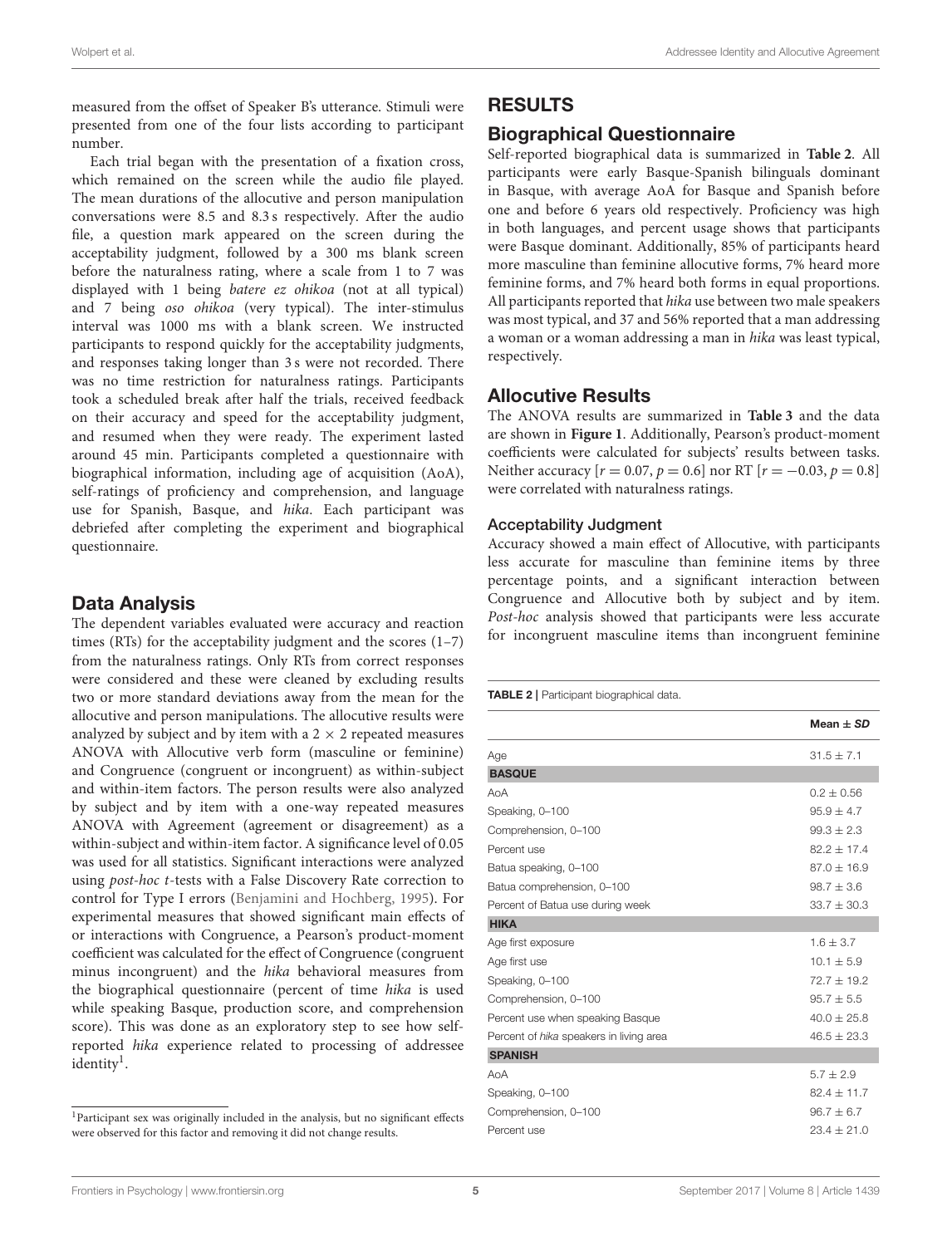measured from the offset of Speaker B's utterance. Stimuli were presented from one of the four lists according to participant number.

Each trial began with the presentation of a fixation cross, which remained on the screen while the audio file played. The mean durations of the allocutive and person manipulation conversations were 8.5 and 8.3 s respectively. After the audio file, a question mark appeared on the screen during the acceptability judgment, followed by a 300 ms blank screen before the naturalness rating, where a scale from 1 to 7 was displayed with 1 being *batere ez ohikoa* (not at all typical) and 7 being *oso ohikoa* (very typical). The inter-stimulus interval was 1000 ms with a blank screen. We instructed participants to respond quickly for the acceptability judgments, and responses taking longer than 3 s were not recorded. There was no time restriction for naturalness ratings. Participants took a scheduled break after half the trials, received feedback on their accuracy and speed for the acceptability judgment, and resumed when they were ready. The experiment lasted around 45 min. Participants completed a questionnaire with biographical information, including age of acquisition (AoA), self-ratings of proficiency and comprehension, and language use for Spanish, Basque, and *hika*. Each participant was debriefed after completing the experiment and biographical questionnaire.

## Data Analysis

The dependent variables evaluated were accuracy and reaction times (RTs) for the acceptability judgment and the scores (1–7) from the naturalness ratings. Only RTs from correct responses were considered and these were cleaned by excluding results two or more standard deviations away from the mean for the allocutive and person manipulations. The allocutive results were analyzed by subject and by item with a 2 × 2 repeated measures ANOVA with Allocutive verb form (masculine or feminine) and Congruence (congruent or incongruent) as within-subject and within-item factors. The person results were also analyzed by subject and by item with a one-way repeated measures ANOVA with Agreement (agreement or disagreement) as a within-subject and within-item factor. A significance level of 0.05 was used for all statistics. Significant interactions were analyzed using *post-hoc t*-tests with a False Discovery Rate correction to control for Type I errors (Benjamini and Hochberg, 1995). For experimental measures that showed significant main effects of or interactions with Congruence, a Pearson's product-moment coefficient was calculated for the effect of Congruence (congruent minus incongruent) and the *hika* behavioral measures from the biographical questionnaire (percent of time *hika* is used while speaking Basque, production score, and comprehension score). This was done as an exploratory step to see how self-reported *hika* experience related to processing of addressee identity[1].

[1]Participant sex was originally included in the analysis, but no significant effects were observed for this factor and removing it did not change results.

# RESULTS

## Biographical Questionnaire

Self-reported biographical data is summarized in **Table 2**. All participants were early Basque-Spanish bilinguals dominant in Basque, with average AoA for Basque and Spanish before one and before 6 years old respectively. Proficiency was high in both languages, and percent usage shows that participants were Basque dominant. Additionally, 85% of participants heard more masculine than feminine allocutive forms, 7% heard more feminine forms, and 7% heard both forms in equal proportions. All participants reported that *hika* use between two male speakers was most typical, and 37 and 56% reported that a man addressing a woman or a woman addressing a man in *hika* was least typical, respectively.

## Allocutive Results

The ANOVA results are summarized in **Table 3** and the data are shown in **Figure 1**. Additionally, Pearson's product-moment coefficients were calculated for subjects' results between tasks. Neither accuracy [$r = 0.07$, $p = 0.6$] nor RT [$r = -0.03$, $p = 0.8$] were correlated with naturalness ratings.

### Acceptability Judgment

Accuracy showed a main effect of Allocutive, with participants less accurate for masculine than feminine items by three percentage points, and a significant interaction between Congruence and Allocutive both by subject and by item. *Post-hoc* analysis showed that participants were less accurate for incongruent masculine items than incongruent feminine

**TABLE 2** | Participant biographical data.

| | Mean ± *SD* |
|---|---|
| Age | 31.5 ± 7.1 |
| **BASQUE** | |
| AoA | 0.2 ± 0.56 |
| Speaking, 0–100 | 95.9 ± 4.7 |
| Comprehension, 0–100 | 99.3 ± 2.3 |
| Percent use | 82.2 ± 17.4 |
| Batua speaking, 0–100 | 87.0 ± 16.9 |
| Batua comprehension, 0–100 | 98.7 ± 3.6 |
| Percent of Batua use during week | 33.7 ± 30.3 |
| **HIKA** | |
| Age first exposure | 1.6 ± 3.7 |
| Age first use | 10.1 ± 5.9 |
| Speaking, 0–100 | 72.7 ± 19.2 |
| Comprehension, 0–100 | 95.7 ± 5.5 |
| Percent use when speaking Basque | 40.0 ± 25.8 |
| Percent of *hika* speakers in living area | 46.5 ± 23.3 |
| **SPANISH** | |
| AoA | 5.7 ± 2.9 |
| Speaking, 0–100 | 82.4 ± 11.7 |
| Comprehension, 0–100 | 96.7 ± 6.7 |
| Percent use | 23.4 ± 21.0 |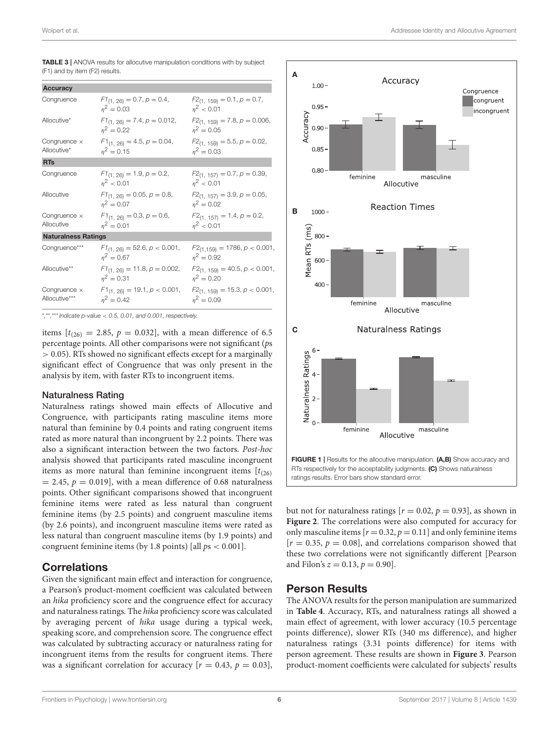**TABLE 3 |** ANOVA results for allocutive manipulation conditions with by subject (F1) and by item (F2) results.

| | | |
|---|---|---|
| **Accuracy** | | |
| Congruence | $F1_{(1, 26)} = 0.7, p = 0.4, \eta^2 = 0.03$ | $F2_{(1, 159)} = 0.1, p = 0.7, \eta^2 < 0.01$ |
| Allocutive* | $F1_{(1, 26)} = 7.4, p = 0.012, \eta^2 = 0.22$ | $F2_{(1, 159)} = 7.8, p = 0.006, \eta^2 = 0.05$ |
| Congruence × Allocutive* | $F1_{(1, 26)} = 4.5, p = 0.04, \eta^2 = 0.15$ | $F2_{(1, 159)} = 5.5, p = 0.02, \eta^2 = 0.03$ |
| **RTs** | | |
| Congruence | $F1_{(1, 26)} = 1.9, p = 0.2, \eta^2 < 0.01$ | $F2_{(1, 157)} = 0.7, p = 0.39, \eta^2 < 0.01$ |
| Allocutive | $F1_{(1, 26)} = 0.05, p = 0.8, \eta^2 = 0.07$ | $F2_{(1, 157)} = 3.9, p = 0.05, \eta^2 = 0.02$ |
| Congruence × Allocutive | $F1_{(1, 26)} = 0.3, p = 0.6, \eta^2 = 0.01$ | $F2_{(1, 157)} = 1.4, p = 0.2, \eta^2 < 0.01$ |
| **Naturalness Ratings** | | |
| Congruence*** | $F1_{(1, 26)} = 52.6, p < 0.001, \eta^2 = 0.67$ | $F2_{(1,159)} = 1786, p < 0.001, \eta^2 = 0.92$ |
| Allocutive** | $F1_{(1, 26)} = 11.8, p = 0.002, \eta^2 = 0.31$ | $F2_{(1, 159)} = 40.5, p < 0.001, \eta^2 = 0.20$ |
| Congruence × Allocutive*** | $F1_{(1, 26)} = 19.1, p < 0.001, \eta^2 = 0.42$ | $F2_{(1, 159)} = 15.3, p < 0.001, \eta^2 = 0.09$ |

*,**,*** Indicate p-value < 0.5, 0.01, and 0.001, respectively.

items [$t_{(26)} = 2.85$, $p = 0.032$], with a mean difference of 6.5 percentage points. All other comparisons were not significant ($p$s $> 0.05$). RTs showed no significant effects except for a marginally significant effect of Congruence that was only present in the analysis by item, with faster RTs to incongruent items.

### Naturalness Rating

Naturalness ratings showed main effects of Allocutive and Congruence, with participants rating masculine items more natural than feminine by 0.4 points and rating congruent items rated as more natural than incongruent by 2.2 points. There was also a significant interaction between the two factors. *Post-hoc* analysis showed that participants rated masculine incongruent items as more natural than feminine incongruent items [$t_{(26)} = 2.45$, $p = 0.019$], with a mean difference of 0.68 naturalness points. Other significant comparisons showed that incongruent feminine items were rated as less natural than congruent feminine items (by 2.5 points) and congruent masculine items (by 2.6 points), and incongruent masculine items were rated as less natural than congruent masculine items (by 1.9 points) and congruent feminine items (by 1.8 points) [all $p$s $< 0.001$].

## Correlations

Given the significant main effect and interaction for congruence, a Pearson's product-moment coefficient was calculated between an *hika* proficiency score and the congruence effect for accuracy and naturalness ratings. The *hika* proficiency score was calculated by averaging percent of *hika* usage during a typical week, speaking score, and comprehension score. The congruence effect was calculated by subtracting accuracy or naturalness rating for incongruent items from the results for congruent items. There was a significant correlation for accuracy [$r = 0.43$, $p = 0.03$], but not for naturalness ratings [$r = 0.02$, $p = 0.93$], as shown in **Figure 2**. The correlations were also computed for accuracy for only masculine items [$r = 0.32$, $p = 0.11$] and only feminine items [$r = 0.35$, $p = 0.08$], and correlations comparison showed that these two correlations were not significantly different [Pearson and Filon's $z = 0.13$, $p = 0.90$].

**FIGURE 1 |** Results for the allocutive manipulation. **(A,B)** Show accuracy and RTs respectively for the acceptability judgments. **(C)** Shows naturalness ratings results. Error bars show standard error.

## Person Results

The ANOVA results for the person manipulation are summarized in **Table 4**. Accuracy, RTs, and naturalness ratings all showed a main effect of agreement, with lower accuracy (10.5 percentage points difference), slower RTs (340 ms difference), and higher naturalness ratings (3.31 points difference) for items with person agreement. These results are shown in **Figure 3**. Pearson product-moment coefficients were calculated for subjects' results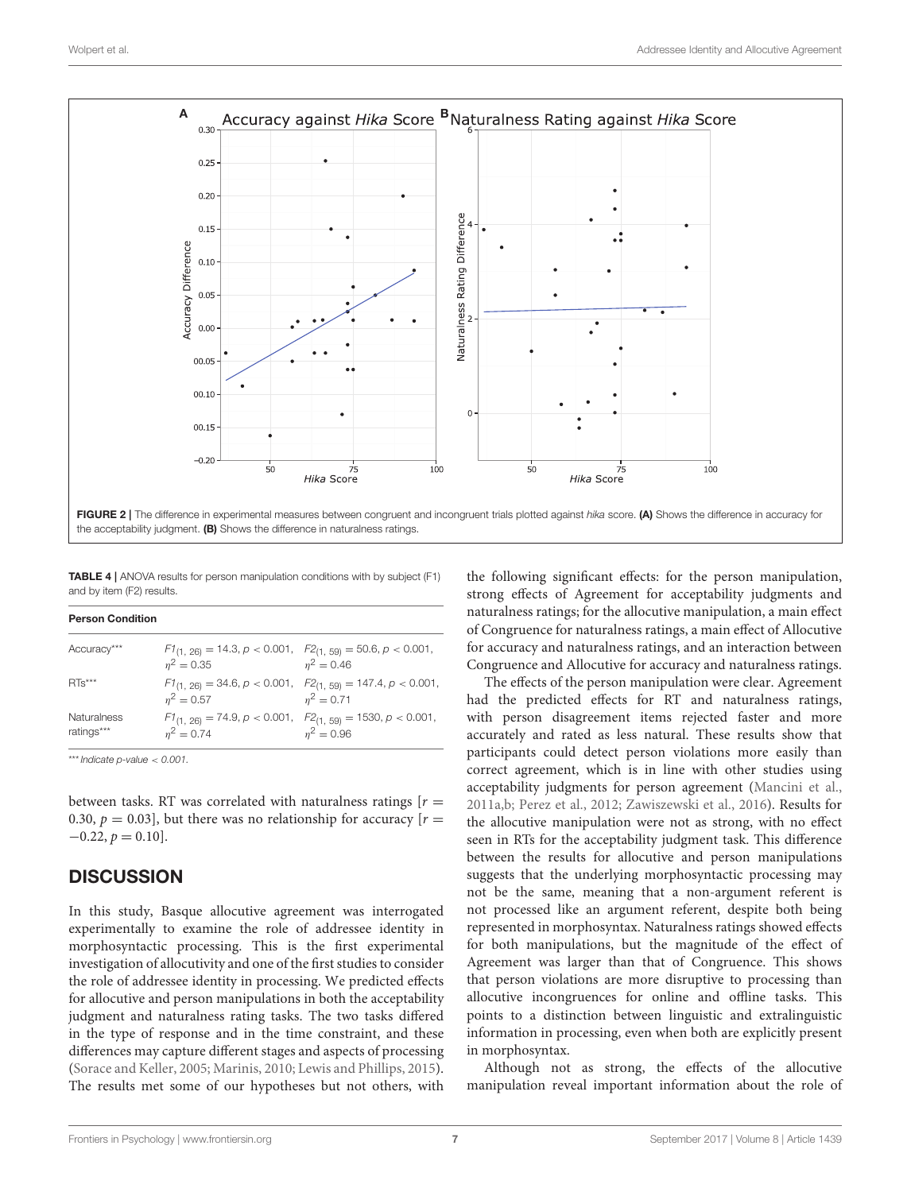FIGURE 2 | The difference in experimental measures between congruent and incongruent trials plotted against *hika* score. **(A)** Shows the difference in accuracy for the acceptability judgment. **(B)** Shows the difference in naturalness ratings.

**TABLE 4 |** ANOVA results for person manipulation conditions with by subject (F1) and by item (F2) results.

| **Person Condition** | | |
|---|---|---|
| Accuracy*** | $F1_{(1, 26)} = 14.3, p < 0.001, \eta^2 = 0.35$ | $F2_{(1, 59)} = 50.6, p < 0.001, \eta^2 = 0.46$ |
| RTs*** | $F1_{(1, 26)} = 34.6, p < 0.001, \eta^2 = 0.57$ | $F2_{(1, 59)} = 147.4, p < 0.001, \eta^2 = 0.71$ |
| Naturalness ratings*** | $F1_{(1, 26)} = 74.9, p < 0.001, \eta^2 = 0.74$ | $F2_{(1, 59)} = 1530, p < 0.001, \eta^2 = 0.96$ |

*\*\*\* Indicate p-value < 0.001.*

between tasks. RT was correlated with naturalness ratings [$r = 0.30$, $p = 0.03$], but there was no relationship for accuracy [$r = -0.22$, $p = 0.10$].

## DISCUSSION

In this study, Basque allocutive agreement was interrogated experimentally to examine the role of addressee identity in morphosyntactic processing. This is the first experimental investigation of allocutivity and one of the first studies to consider the role of addressee identity in processing. We predicted effects for allocutive and person manipulations in both the acceptability judgment and naturalness rating tasks. The two tasks differed in the type of response and in the time constraint, and these differences may capture different stages and aspects of processing (Sorace and Keller, 2005; Marinis, 2010; Lewis and Phillips, 2015). The results met some of our hypotheses but not others, with the following significant effects: for the person manipulation, strong effects of Agreement for acceptability judgments and naturalness ratings; for the allocutive manipulation, a main effect of Congruence for naturalness ratings, a main effect of Allocutive for accuracy and naturalness ratings, and an interaction between Congruence and Allocutive for accuracy and naturalness ratings.

The effects of the person manipulation were clear. Agreement had the predicted effects for RT and naturalness ratings, with person disagreement items rejected faster and more accurately and rated as less natural. These results show that participants could detect person violations more easily than correct agreement, which is in line with other studies using acceptability judgments for person agreement (Mancini et al., 2011a,b; Perez et al., 2012; Zawiszewski et al., 2016). Results for the allocutive manipulation were not as strong, with no effect seen in RTs for the acceptability judgment task. This difference between the results for allocutive and person manipulations suggests that the underlying morphosyntactic processing may not be the same, meaning that a non-argument referent is not processed like an argument referent, despite both being represented in morphosyntax. Naturalness ratings showed effects for both manipulations, but the magnitude of the effect of Agreement was larger than that of Congruence. This shows that person violations are more disruptive to processing than allocutive incongruences for online and offline tasks. This points to a distinction between linguistic and extralinguistic information in processing, even when both are explicitly present in morphosyntax.

Although not as strong, the effects of the allocutive manipulation reveal important information about the role of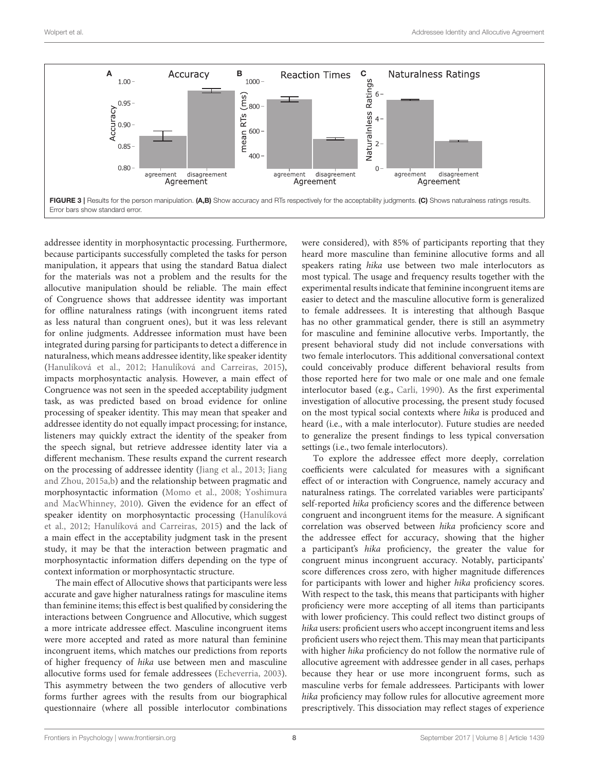FIGURE 3 | Results for the person manipulation. **(A,B)** Show accuracy and RTs respectively for the acceptability judgments. **(C)** Shows naturalness ratings results. Error bars show standard error.

addressee identity in morphosyntactic processing. Furthermore, because participants successfully completed the tasks for person manipulation, it appears that using the standard Batua dialect for the materials was not a problem and the results for the allocutive manipulation should be reliable. The main effect of Congruence shows that addressee identity was important for offline naturalness ratings (with incongruent items rated as less natural than congruent ones), but it was less relevant for online judgments. Addressee information must have been integrated during parsing for participants to detect a difference in naturalness, which means addressee identity, like speaker identity (Hanulíková et al., 2012; Hanulíková and Carreiras, 2015), impacts morphosyntactic analysis. However, a main effect of Congruence was not seen in the speeded acceptability judgment task, as was predicted based on broad evidence for online processing of speaker identity. This may mean that speaker and addressee identity do not equally impact processing; for instance, listeners may quickly extract the identity of the speaker from the speech signal, but retrieve addressee identity later via a different mechanism. These results expand the current research on the processing of addressee identity (Jiang et al., 2013; Jiang and Zhou, 2015a,b) and the relationship between pragmatic and morphosyntactic information (Momo et al., 2008; Yoshimura and MacWhinney, 2010). Given the evidence for an effect of speaker identity on morphosyntactic processing (Hanulíková et al., 2012; Hanulíková and Carreiras, 2015) and the lack of a main effect in the acceptability judgment task in the present study, it may be that the interaction between pragmatic and morphosyntactic information differs depending on the type of context information or morphosyntactic structure.

The main effect of Allocutive shows that participants were less accurate and gave higher naturalness ratings for masculine items than feminine items; this effect is best qualified by considering the interactions between Congruence and Allocutive, which suggest a more intricate addressee effect. Masculine incongruent items were more accepted and rated as more natural than feminine incongruent items, which matches our predictions from reports of higher frequency of *hika* use between men and masculine allocutive forms used for female addressees (Echeverria, 2003). This asymmetry between the two genders of allocutive verb forms further agrees with the results from our biographical questionnaire (where all possible interlocutor combinations were considered), with 85% of participants reporting that they heard more masculine than feminine allocutive forms and all speakers rating *hika* use between two male interlocutors as most typical. The usage and frequency results together with the experimental results indicate that feminine incongruent items are easier to detect and the masculine allocutive form is generalized to female addressees. It is interesting that although Basque has no other grammatical gender, there is still an asymmetry for masculine and feminine allocutive verbs. Importantly, the present behavioral study did not include conversations with two female interlocutors. This additional conversational context could conceivably produce different behavioral results from those reported here for two male or one male and one female interlocutor based (e.g., Carli, 1990). As the first experimental investigation of allocutive processing, the present study focused on the most typical social contexts where *hika* is produced and heard (i.e., with a male interlocutor). Future studies are needed to generalize the present findings to less typical conversation settings (i.e., two female interlocutors).

To explore the addressee effect more deeply, correlation coefficients were calculated for measures with a significant effect of or interaction with Congruence, namely accuracy and naturalness ratings. The correlated variables were participants' self-reported *hika* proficiency scores and the difference between congruent and incongruent items for the measure. A significant correlation was observed between *hika* proficiency score and the addressee effect for accuracy, showing that the higher a participant's *hika* proficiency, the greater the value for congruent minus incongruent accuracy. Notably, participants' score differences cross zero, with higher magnitude differences for participants with lower and higher *hika* proficiency scores. With respect to the task, this means that participants with higher proficiency were more accepting of all items than participants with lower proficiency. This could reflect two distinct groups of *hika* users: proficient users who accept incongruent items and less proficient users who reject them. This may mean that participants with higher *hika* proficiency do not follow the normative rule of allocutive agreement with addressee gender in all cases, perhaps because they hear or use more incongruent forms, such as masculine verbs for female addressees. Participants with lower *hika* proficiency may follow rules for allocutive agreement more prescriptively. This dissociation may reflect stages of experience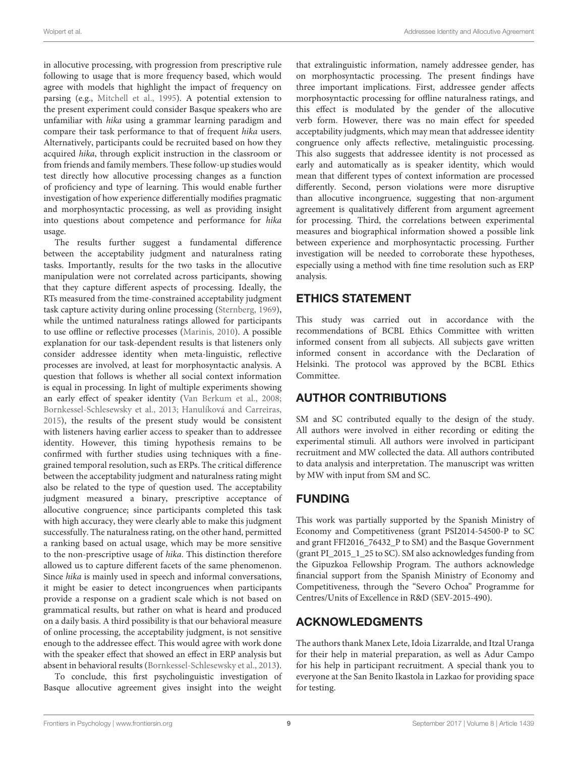in allocutive processing, with progression from prescriptive rule following to usage that is more frequency based, which would agree with models that highlight the impact of frequency on parsing (e.g., Mitchell et al., 1995). A potential extension to the present experiment could consider Basque speakers who are unfamiliar with *hika* using a grammar learning paradigm and compare their task performance to that of frequent *hika* users. Alternatively, participants could be recruited based on how they acquired *hika*, through explicit instruction in the classroom or from friends and family members. These follow-up studies would test directly how allocutive processing changes as a function of proficiency and type of learning. This would enable further investigation of how experience differentially modifies pragmatic and morphosyntactic processing, as well as providing insight into questions about competence and performance for *hika* usage.

The results further suggest a fundamental difference between the acceptability judgment and naturalness rating tasks. Importantly, results for the two tasks in the allocutive manipulation were not correlated across participants, showing that they capture different aspects of processing. Ideally, the RTs measured from the time-constrained acceptability judgment task capture activity during online processing (Sternberg, 1969), while the untimed naturalness ratings allowed for participants to use offline or reflective processes (Marinis, 2010). A possible explanation for our task-dependent results is that listeners only consider addressee identity when meta-linguistic, reflective processes are involved, at least for morphosyntactic analysis. A question that follows is whether all social context information is equal in processing. In light of multiple experiments showing an early effect of speaker identity (Van Berkum et al., 2008; Bornkessel-Schlesewsky et al., 2013; Hanulíková and Carreiras, 2015), the results of the present study would be consistent with listeners having earlier access to speaker than to addressee identity. However, this timing hypothesis remains to be confirmed with further studies using techniques with a fine-grained temporal resolution, such as ERPs. The critical difference between the acceptability judgment and naturalness rating might also be related to the type of question used. The acceptability judgment measured a binary, prescriptive acceptance of allocutive congruence; since participants completed this task with high accuracy, they were clearly able to make this judgment successfully. The naturalness rating, on the other hand, permitted a ranking based on actual usage, which may be more sensitive to the non-prescriptive usage of *hika*. This distinction therefore allowed us to capture different facets of the same phenomenon. Since *hika* is mainly used in speech and informal conversations, it might be easier to detect incongruences when participants provide a response on a gradient scale which is not based on grammatical results, but rather on what is heard and produced on a daily basis. A third possibility is that our behavioral measure of online processing, the acceptability judgment, is not sensitive enough to the addressee effect. This would agree with work done with the speaker effect that showed an effect in ERP analysis but absent in behavioral results (Bornkessel-Schlesewsky et al., 2013).

To conclude, this first psycholinguistic investigation of Basque allocutive agreement gives insight into the weight that extralinguistic information, namely addressee gender, has on morphosyntactic processing. The present findings have three important implications. First, addressee gender affects morphosyntactic processing for offline naturalness ratings, and this effect is modulated by the gender of the allocutive verb form. However, there was no main effect for speeded acceptability judgments, which may mean that addressee identity congruence only affects reflective, metalinguistic processing. This also suggests that addressee identity is not processed as early and automatically as is speaker identity, which would mean that different types of context information are processed differently. Second, person violations were more disruptive than allocutive incongruence, suggesting that non-argument agreement is qualitatively different from argument agreement for processing. Third, the correlations between experimental measures and biographical information showed a possible link between experience and morphosyntactic processing. Further investigation will be needed to corroborate these hypotheses, especially using a method with fine time resolution such as ERP analysis.

## ETHICS STATEMENT

This study was carried out in accordance with the recommendations of BCBL Ethics Committee with written informed consent from all subjects. All subjects gave written informed consent in accordance with the Declaration of Helsinki. The protocol was approved by the BCBL Ethics Committee.

## AUTHOR CONTRIBUTIONS

SM and SC contributed equally to the design of the study. All authors were involved in either recording or editing the experimental stimuli. All authors were involved in participant recruitment and MW collected the data. All authors contributed to data analysis and interpretation. The manuscript was written by MW with input from SM and SC.

## FUNDING

This work was partially supported by the Spanish Ministry of Economy and Competitiveness (grant PSI2014-54500-P to SC and grant FFI2016_76432_P to SM) and the Basque Government (grant PI_2015_1_25 to SC). SM also acknowledges funding from the Gipuzkoa Fellowship Program. The authors acknowledge financial support from the Spanish Ministry of Economy and Competitiveness, through the "Severo Ochoa" Programme for Centres/Units of Excellence in R&D (SEV-2015-490).

## ACKNOWLEDGMENTS

The authors thank Manex Lete, Idoia Lizarralde, and Itzal Uranga for their help in material preparation, as well as Adur Campo for his help in participant recruitment. A special thank you to everyone at the San Benito Ikastola in Lazkao for providing space for testing.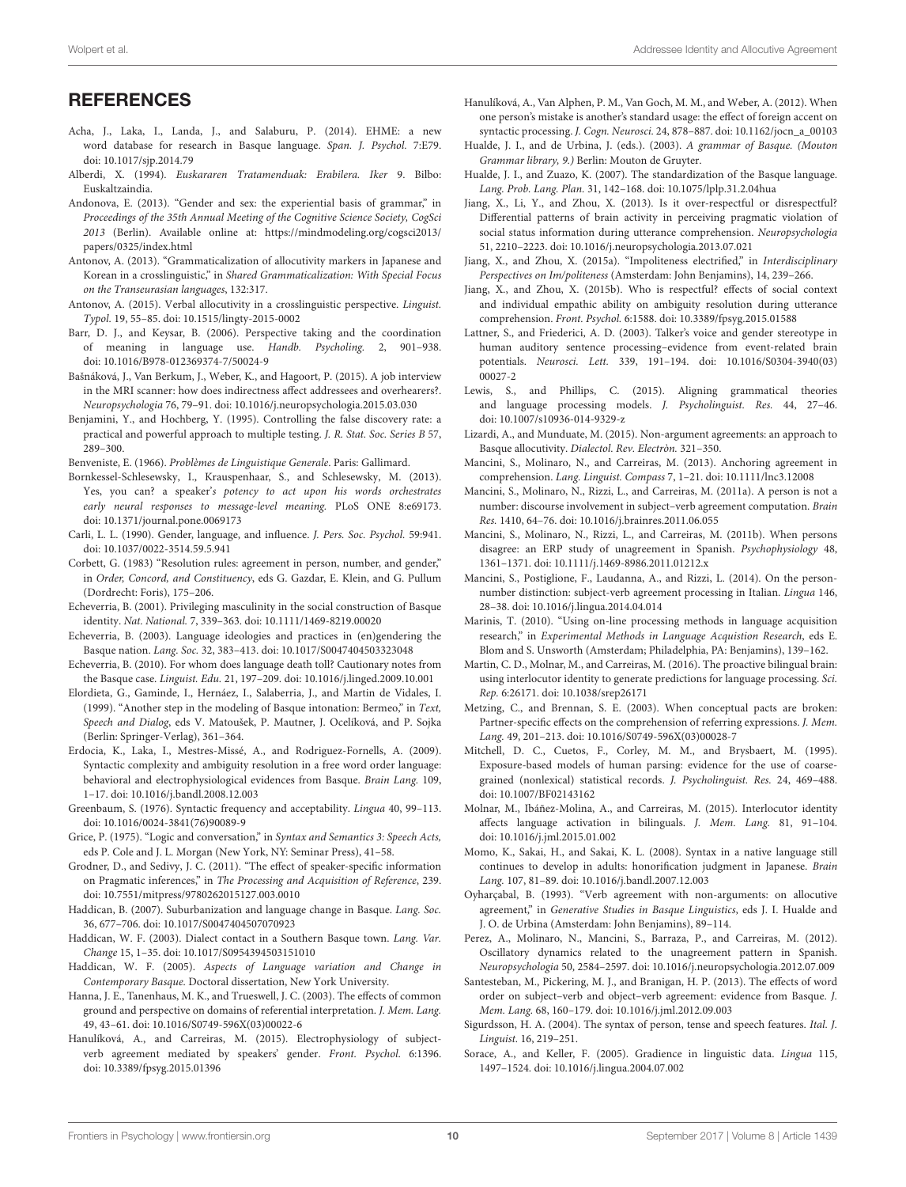## REFERENCES

Acha, J., Laka, I., Landa, J., and Salaburu, P. (2014). EHME: a new word database for research in Basque language. *Span. J. Psychol.* 7:E79. doi: 10.1017/sjp.2014.79

Alberdi, X. (1994). *Euskararen Tratamenduak: Erabilera. Iker* 9. Bilbo: Euskaltzaindia.

Andonova, E. (2013). "Gender and sex: the experiential basis of grammar," in *Proceedings of the 35th Annual Meeting of the Cognitive Science Society, CogSci 2013* (Berlin). Available online at: https://mindmodeling.org/cogsci2013/papers/0325/index.html

Antonov, A. (2013). "Grammaticalization of allocutivity markers in Japanese and Korean in a crosslinguistic," in *Shared Grammaticalization: With Special Focus on the Transeurasian languages*, 132:317.

Antonov, A. (2015). Verbal allocutivity in a crosslinguistic perspective. *Linguist. Typol.* 19, 55–85. doi: 10.1515/lingty-2015-0002

Barr, D. J., and Keysar, B. (2006). Perspective taking and the coordination of meaning in language use. *Handb. Psycholing.* 2, 901–938. doi: 10.1016/B978-012369374-7/50024-9

Bašnáková, J., Van Berkum, J., Weber, K., and Hagoort, P. (2015). A job interview in the MRI scanner: how does indirectness affect addressees and overhearers?. *Neuropsychologia* 76, 79–91. doi: 10.1016/j.neuropsychologia.2015.03.030

Benjamini, Y., and Hochberg, Y. (1995). Controlling the false discovery rate: a practical and powerful approach to multiple testing. *J. R. Stat. Soc. Series B* 57, 289–300.

Benveniste, E. (1966). *Problèmes de Linguistique Generale*. Paris: Gallimard.

Bornkessel-Schlesewsky, I., Krauspenhaar, S., and Schlesewsky, M. (2013). Yes, you can? a speaker's *potency to act upon his words orchestrates early neural responses to message-level meaning.* PLoS ONE 8:e69173. doi: 10.1371/journal.pone.0069173

Carli, L. L. (1990). Gender, language, and influence. *J. Pers. Soc. Psychol.* 59:941. doi: 10.1037/0022-3514.59.5.941

Corbett, G. (1983) "Resolution rules: agreement in person, number, and gender," in *Order, Concord, and Constituency*, eds G. Gazdar, E. Klein, and G. Pullum (Dordrecht: Foris), 175–206.

Echeverria, B. (2001). Privileging masculinity in the social construction of Basque identity. *Nat. National.* 7, 339–363. doi: 10.1111/1469-8219.00020

Echeverria, B. (2003). Language ideologies and practices in (en)gendering the Basque nation. *Lang. Soc.* 32, 383–413. doi: 10.1017/S0047404503323048

Echeverria, B. (2010). For whom does language death toll? Cautionary notes from the Basque case. *Linguist. Edu.* 21, 197–209. doi: 10.1016/j.linged.2009.10.001

Elordieta, G., Gaminde, I., Hernáez, I., Salaberria, J., and Martin de Vidales, I. (1999). "Another step in the modeling of Basque intonation: Bermeo," in *Text, Speech and Dialog*, eds V. Matoušek, P. Mautner, J. Ocelíková, and P. Sojka (Berlin: Springer-Verlag), 361–364.

Erdocia, K., Laka, I., Mestres-Missé, A., and Rodriguez-Fornells, A. (2009). Syntactic complexity and ambiguity resolution in a free word order language: behavioral and electrophysiological evidences from Basque. *Brain Lang.* 109, 1–17. doi: 10.1016/j.bandl.2008.12.003

Greenbaum, S. (1976). Syntactic frequency and acceptability. *Lingua* 40, 99–113. doi: 10.1016/0024-3841(76)90089-9

Grice, P. (1975). "Logic and conversation," in *Syntax and Semantics 3: Speech Acts,* eds P. Cole and J. L. Morgan (New York, NY: Seminar Press), 41–58.

Grodner, D., and Sedivy, J. C. (2011). "The effect of speaker-specific information on Pragmatic inferences," in *The Processing and Acquisition of Reference*, 239. doi: 10.7551/mitpress/9780262015127.003.0010

Haddican, B. (2007). Suburbanization and language change in Basque. *Lang. Soc.* 36, 677–706. doi: 10.1017/S0047404507070923

Haddican, W. F. (2003). Dialect contact in a Southern Basque town. *Lang. Var. Change* 15, 1–35. doi: 10.1017/S0954394503151010

Haddican, W. F. (2005). *Aspects of Language variation and Change in Contemporary Basque.* Doctoral dissertation, New York University.

Hanna, J. E., Tanenhaus, M. K., and Trueswell, J. C. (2003). The effects of common ground and perspective on domains of referential interpretation. *J. Mem. Lang.* 49, 43–61. doi: 10.1016/S0749-596X(03)00022-6

Hanulíková, A., and Carreiras, M. (2015). Electrophysiology of subject-verb agreement mediated by speakers' gender. *Front. Psychol.* 6:1396. doi: 10.3389/fpsyg.2015.01396

Hanulíková, A., Van Alphen, P. M., Van Goch, M. M., and Weber, A. (2012). When one person's mistake is another's standard usage: the effect of foreign accent on syntactic processing. *J. Cogn. Neurosci.* 24, 878–887. doi: 10.1162/jocn_a_00103

Hualde, J. I., and de Urbina, J. (eds.). (2003). *A grammar of Basque. (Mouton Grammar library, 9.)* Berlin: Mouton de Gruyter.

Hualde, J. I., and Zuazo, K. (2007). The standardization of the Basque language. *Lang. Prob. Lang. Plan.* 31, 142–168. doi: 10.1075/lplp.31.2.04hua

Jiang, X., Li, Y., and Zhou, X. (2013). Is it over-respectful or disrespectful? Differential patterns of brain activity in perceiving pragmatic violation of social status information during utterance comprehension. *Neuropsychologia* 51, 2210–2223. doi: 10.1016/j.neuropsychologia.2013.07.021

Jiang, X., and Zhou, X. (2015a). "Impoliteness electrified," in *Interdisciplinary Perspectives on Im/politeness* (Amsterdam: John Benjamins), 14, 239–266.

Jiang, X., and Zhou, X. (2015b). Who is respectful? effects of social context and individual empathic ability on ambiguity resolution during utterance comprehension. *Front. Psychol.* 6:1588. doi: 10.3389/fpsyg.2015.01588

Lattner, S., and Friederici, A. D. (2003). Talker's voice and gender stereotype in human auditory sentence processing–evidence from event-related brain potentials. *Neurosci. Lett.* 339, 191–194. doi: 10.1016/S0304-3940(03)00027-2

Lewis, S., and Phillips, C. (2015). Aligning grammatical theories and language processing models. *J. Psycholinguist. Res.* 44, 27–46. doi: 10.1007/s10936-014-9329-z

Lizardi, A., and Munduate, M. (2015). Non-argument agreements: an approach to Basque allocutivity. *Dialectol. Rev. Electròn.* 321–350.

Mancini, S., Molinaro, N., and Carreiras, M. (2013). Anchoring agreement in comprehension. *Lang. Linguist. Compass* 7, 1–21. doi: 10.1111/lnc3.12008

Mancini, S., Molinaro, N., Rizzi, L., and Carreiras, M. (2011a). A person is not a number: discourse involvement in subject–verb agreement computation. *Brain Res.* 1410, 64–76. doi: 10.1016/j.brainres.2011.06.055

Mancini, S., Molinaro, N., Rizzi, L., and Carreiras, M. (2011b). When persons disagree: an ERP study of unagreement in Spanish. *Psychophysiology* 48, 1361–1371. doi: 10.1111/j.1469-8986.2011.01212.x

Mancini, S., Postiglione, F., Laudanna, A., and Rizzi, L. (2014). On the person-number distinction: subject-verb agreement processing in Italian. *Lingua* 146, 28–38. doi: 10.1016/j.lingua.2014.04.014

Marinis, T. (2010). "Using on-line processing methods in language acquisition research," in *Experimental Methods in Language Acquistion Research*, eds E. Blom and S. Unsworth (Amsterdam; Philadelphia, PA: Benjamins), 139–162.

Martin, C. D., Molnar, M., and Carreiras, M. (2016). The proactive bilingual brain: using interlocutor identity to generate predictions for language processing. *Sci. Rep.* 6:26171. doi: 10.1038/srep26171

Metzing, C., and Brennan, S. E. (2003). When conceptual pacts are broken: Partner-specific effects on the comprehension of referring expressions. *J. Mem. Lang.* 49, 201–213. doi: 10.1016/S0749-596X(03)00028-7

Mitchell, D. C., Cuetos, F., Corley, M. M., and Brysbaert, M. (1995). Exposure-based models of human parsing: evidence for the use of coarse-grained (nonlexical) statistical records. *J. Psycholinguist. Res.* 24, 469–488. doi: 10.1007/BF02143162

Molnar, M., Ibáñez-Molina, A., and Carreiras, M. (2015). Interlocutor identity affects language activation in bilinguals. *J. Mem. Lang.* 81, 91–104. doi: 10.1016/j.jml.2015.01.002

Momo, K., Sakai, H., and Sakai, K. L. (2008). Syntax in a native language still continues to develop in adults: honorification judgment in Japanese. *Brain Lang.* 107, 81–89. doi: 10.1016/j.bandl.2007.12.003

Oyharçabal, B. (1993). "Verb agreement with non-arguments: on allocutive agreement," in *Generative Studies in Basque Linguistics*, eds J. I. Hualde and J. O. de Urbina (Amsterdam: John Benjamins), 89–114.

Perez, A., Molinaro, N., Mancini, S., Barraza, P., and Carreiras, M. (2012). Oscillatory dynamics related to the unagreement pattern in Spanish. *Neuropsychologia* 50, 2584–2597. doi: 10.1016/j.neuropsychologia.2012.07.009

Santesteban, M., Pickering, M. J., and Branigan, H. P. (2013). The effects of word order on subject–verb and object–verb agreement: evidence from Basque. *J. Mem. Lang.* 68, 160–179. doi: 10.1016/j.jml.2012.09.003

Sigurdsson, H. A. (2004). The syntax of person, tense and speech features. *Ital. J. Linguist.* 16, 219–251.

Sorace, A., and Keller, F. (2005). Gradience in linguistic data. *Lingua* 115, 1497–1524. doi: 10.1016/j.lingua.2004.07.002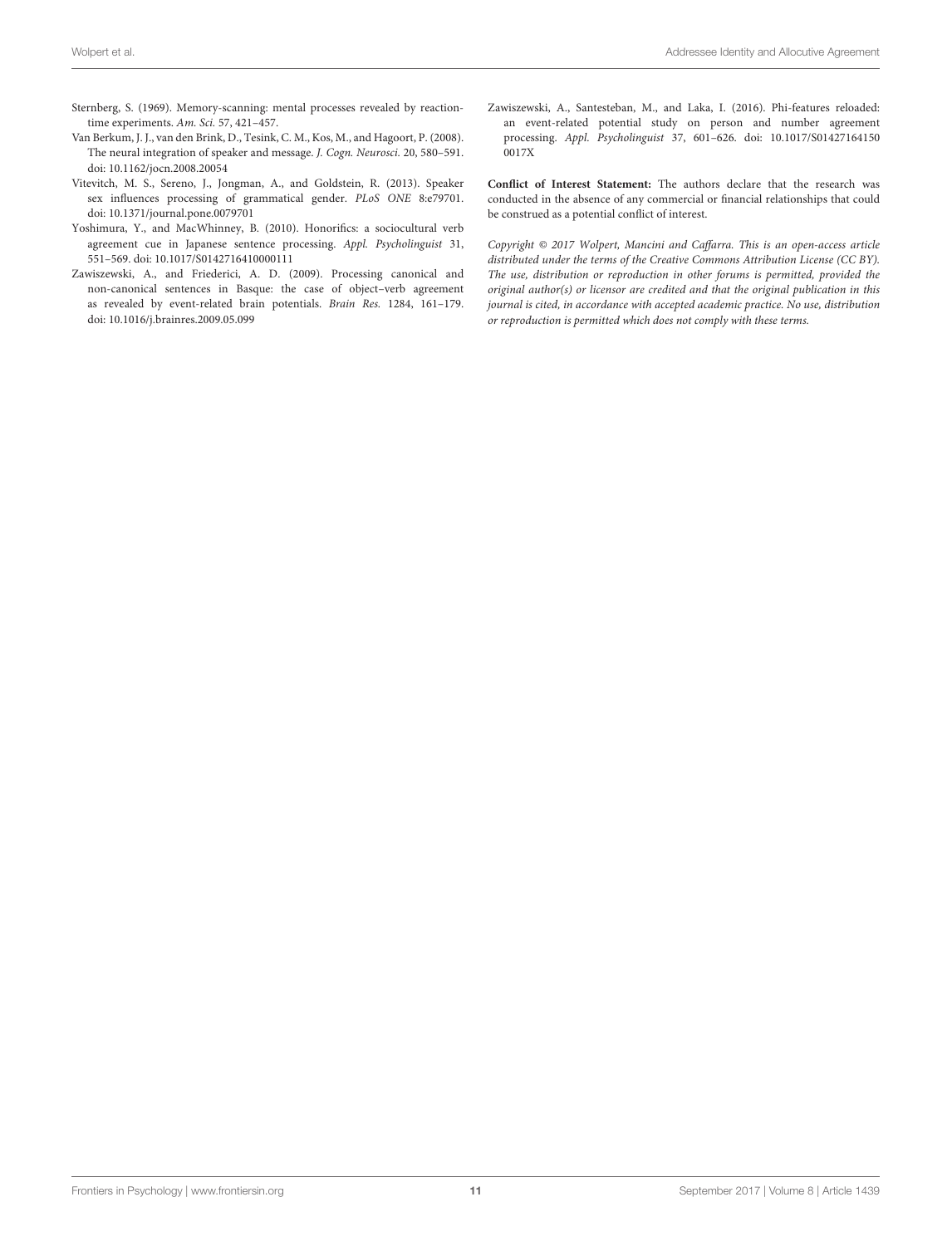Sternberg, S. (1969). Memory-scanning: mental processes revealed by reaction-time experiments. *Am. Sci.* 57, 421–457.

Van Berkum, J. J., van den Brink, D., Tesink, C. M., Kos, M., and Hagoort, P. (2008). The neural integration of speaker and message. *J. Cogn. Neurosci.* 20, 580–591. doi: 10.1162/jocn.2008.20054

Vitevitch, M. S., Sereno, J., Jongman, A., and Goldstein, R. (2013). Speaker sex influences processing of grammatical gender. *PLoS ONE* 8:e79701. doi: 10.1371/journal.pone.0079701

Yoshimura, Y., and MacWhinney, B. (2010). Honorifics: a sociocultural verb agreement cue in Japanese sentence processing. *Appl. Psycholinguist* 31, 551–569. doi: 10.1017/S0142716410000111

Zawiszewski, A., and Friederici, A. D. (2009). Processing canonical and non-canonical sentences in Basque: the case of object–verb agreement as revealed by event-related brain potentials. *Brain Res.* 1284, 161–179. doi: 10.1016/j.brainres.2009.05.099

Zawiszewski, A., Santesteban, M., and Laka, I. (2016). Phi-features reloaded: an event-related potential study on person and number agreement processing. *Appl. Psycholinguist* 37, 601–626. doi: 10.1017/S014271641500017X

**Conflict of Interest Statement:** The authors declare that the research was conducted in the absence of any commercial or financial relationships that could be construed as a potential conflict of interest.

*Copyright © 2017 Wolpert, Mancini and Caffarra. This is an open-access article distributed under the terms of the Creative Commons Attribution License (CC BY). The use, distribution or reproduction in other forums is permitted, provided the original author(s) or licensor are credited and that the original publication in this journal is cited, in accordance with accepted academic practice. No use, distribution or reproduction is permitted which does not comply with these terms.*